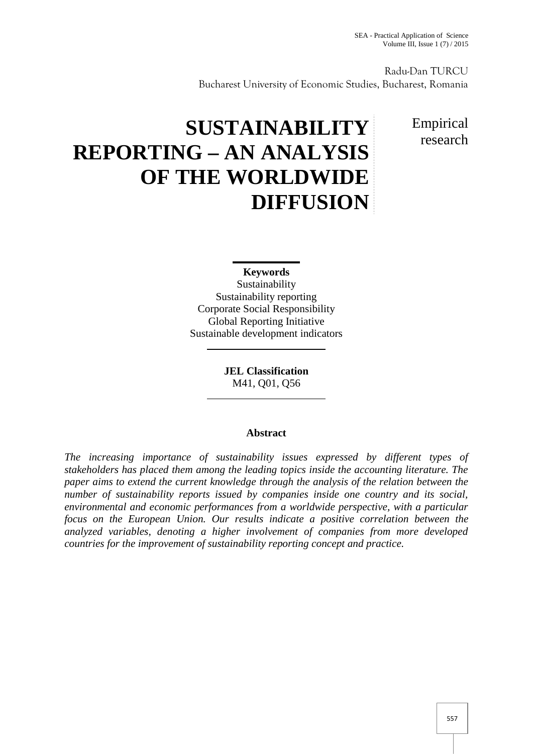Radu-Dan TURCU
Bucharest University of Economic Studies, Bucharest, Romania

# SUSTAINABILITY REPORTING – AN ANALYSIS OF THE WORLDWIDE DIFFUSION

Empirical research

**Keywords**
Sustainability
Sustainability reporting
Corporate Social Responsibility
Global Reporting Initiative
Sustainable development indicators

**JEL Classification**
M41, Q01, Q56

**Abstract**

*The increasing importance of sustainability issues expressed by different types of stakeholders has placed them among the leading topics inside the accounting literature. The paper aims to extend the current knowledge through the analysis of the relation between the number of sustainability reports issued by companies inside one country and its social, environmental and economic performances from a worldwide perspective, with a particular focus on the European Union. Our results indicate a positive correlation between the analyzed variables, denoting a higher involvement of companies from more developed countries for the improvement of sustainability reporting concept and practice.*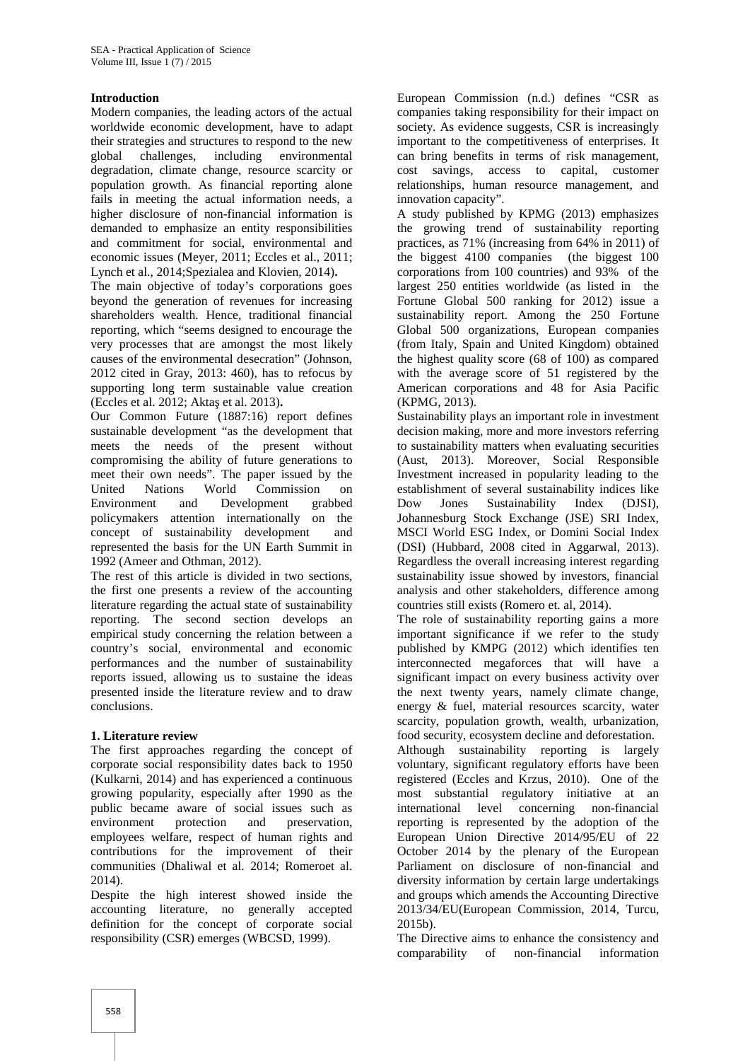## Introduction

Modern companies, the leading actors of the actual worldwide economic development, have to adapt their strategies and structures to respond to the new global challenges, including environmental degradation, climate change, resource scarcity or population growth. As financial reporting alone fails in meeting the actual information needs, a higher disclosure of non-financial information is demanded to emphasize an entity responsibilities and commitment for social, environmental and economic issues (Meyer, 2011; Eccles et al., 2011; Lynch et al., 2014;Spezialea and Klovien, 2014)**.**

The main objective of today's corporations goes beyond the generation of revenues for increasing shareholders wealth. Hence, traditional financial reporting, which "seems designed to encourage the very processes that are amongst the most likely causes of the environmental desecration" (Johnson, 2012 cited in Gray, 2013: 460), has to refocus by supporting long term sustainable value creation (Eccles et al. 2012; Aktaş et al. 2013)**.**

Our Common Future (1887:16) report defines sustainable development "as the development that meets the needs of the present without compromising the ability of future generations to meet their own needs". The paper issued by the United Nations World Commission on Environment and Development grabbed policymakers attention internationally on the concept of sustainability development and represented the basis for the UN Earth Summit in 1992 (Ameer and Othman, 2012).

The rest of this article is divided in two sections, the first one presents a review of the accounting literature regarding the actual state of sustainability reporting. The second section develops an empirical study concerning the relation between a country's social, environmental and economic performances and the number of sustainability reports issued, allowing us to sustaine the ideas presented inside the literature review and to draw conclusions.

## 1. Literature review

The first approaches regarding the concept of corporate social responsibility dates back to 1950 (Kulkarni, 2014) and has experienced a continuous growing popularity, especially after 1990 as the public became aware of social issues such as environment protection and preservation, employees welfare, respect of human rights and contributions for the improvement of their communities (Dhaliwal et al. 2014; Romeroet al. 2014).

Despite the high interest showed inside the accounting literature, no generally accepted definition for the concept of corporate social responsibility (CSR) emerges (WBCSD, 1999).

European Commission (n.d.) defines "CSR as companies taking responsibility for their impact on society. As evidence suggests, CSR is increasingly important to the competitiveness of enterprises. It can bring benefits in terms of risk management, cost savings, access to capital, customer relationships, human resource management, and innovation capacity".

A study published by KPMG (2013) emphasizes the growing trend of sustainability reporting practices, as 71% (increasing from 64% in 2011) of the biggest 4100 companies (the biggest 100 corporations from 100 countries) and 93% of the largest 250 entities worldwide (as listed in the Fortune Global 500 ranking for 2012) issue a sustainability report. Among the 250 Fortune Global 500 organizations, European companies (from Italy, Spain and United Kingdom) obtained the highest quality score (68 of 100) as compared with the average score of 51 registered by the American corporations and 48 for Asia Pacific (KPMG, 2013).

Sustainability plays an important role in investment decision making, more and more investors referring to sustainability matters when evaluating securities (Aust, 2013). Moreover, Social Responsible Investment increased in popularity leading to the establishment of several sustainability indices like Dow Jones Sustainability Index (DJSI), Johannesburg Stock Exchange (JSE) SRI Index, MSCI World ESG Index, or Domini Social Index (DSI) (Hubbard, 2008 cited in Aggarwal, 2013). Regardless the overall increasing interest regarding sustainability issue showed by investors, financial analysis and other stakeholders, difference among countries still exists (Romero et. al, 2014).

The role of sustainability reporting gains a more important significance if we refer to the study published by KMPG (2012) which identifies ten interconnected megaforces that will have a significant impact on every business activity over the next twenty years, namely climate change, energy & fuel, material resources scarcity, water scarcity, population growth, wealth, urbanization, food security, ecosystem decline and deforestation.

Although sustainability reporting is largely voluntary, significant regulatory efforts have been registered (Eccles and Krzus, 2010). One of the most substantial regulatory initiative at an international level concerning non-financial reporting is represented by the adoption of the European Union Directive 2014/95/EU of 22 October 2014 by the plenary of the European Parliament on disclosure of non-financial and diversity information by certain large undertakings and groups which amends the Accounting Directive 2013/34/EU(European Commission, 2014, Turcu, 2015b).

The Directive aims to enhance the consistency and comparability of non-financial information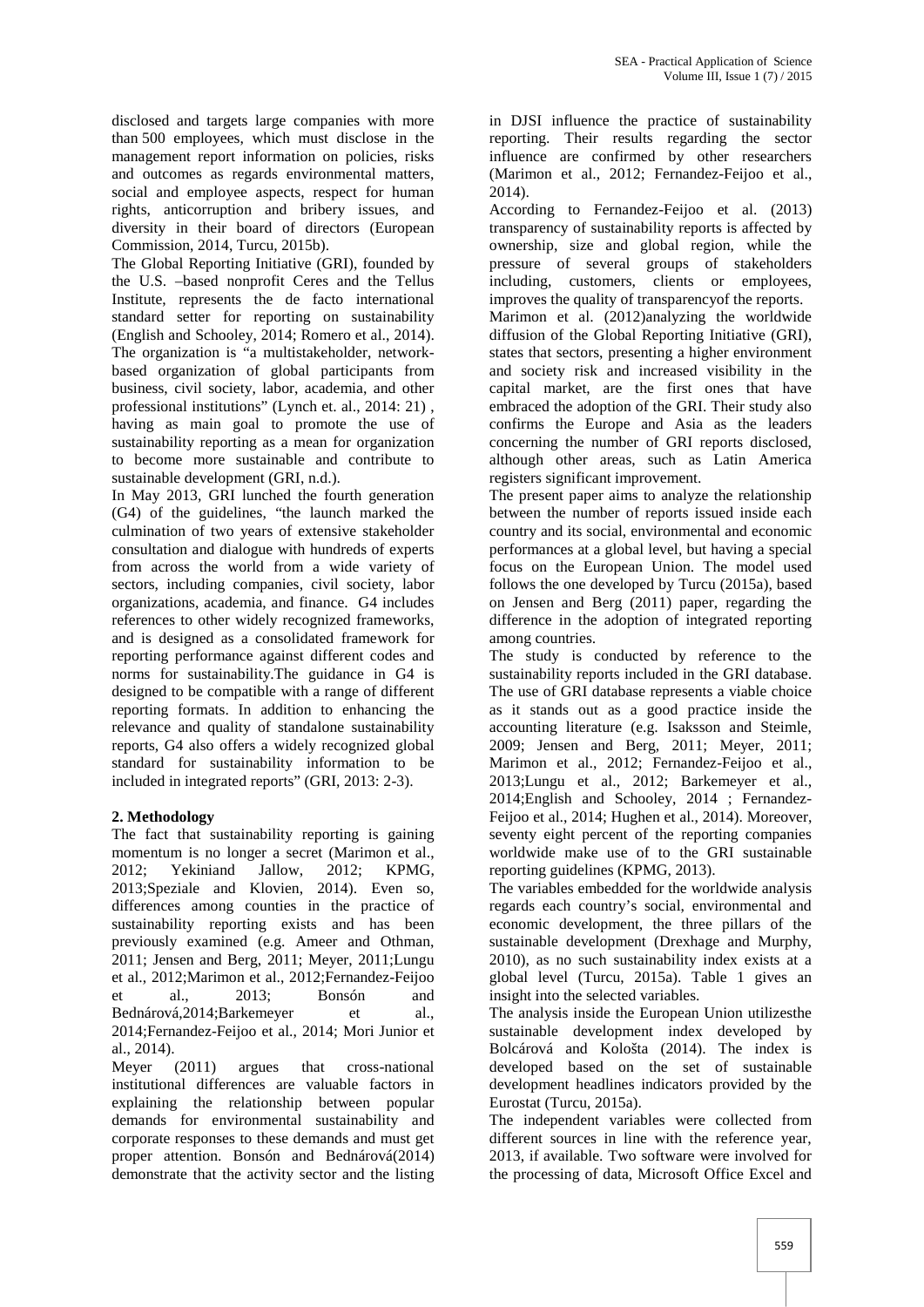disclosed and targets large companies with more than 500 employees, which must disclose in the management report information on policies, risks and outcomes as regards environmental matters, social and employee aspects, respect for human rights, anticorruption and bribery issues, and diversity in their board of directors (European Commission, 2014, Turcu, 2015b).

The Global Reporting Initiative (GRI), founded by the U.S. –based nonprofit Ceres and the Tellus Institute, represents the de facto international standard setter for reporting on sustainability (English and Schooley, 2014; Romero et al., 2014). The organization is "a multistakeholder, network-based organization of global participants from business, civil society, labor, academia, and other professional institutions" (Lynch et. al., 2014: 21) , having as main goal to promote the use of sustainability reporting as a mean for organization to become more sustainable and contribute to sustainable development (GRI, n.d.).

In May 2013, GRI lunched the fourth generation (G4) of the guidelines, "the launch marked the culmination of two years of extensive stakeholder consultation and dialogue with hundreds of experts from across the world from a wide variety of sectors, including companies, civil society, labor organizations, academia, and finance. G4 includes references to other widely recognized frameworks, and is designed as a consolidated framework for reporting performance against different codes and norms for sustainability.The guidance in G4 is designed to be compatible with a range of different reporting formats. In addition to enhancing the relevance and quality of standalone sustainability reports, G4 also offers a widely recognized global standard for sustainability information to be included in integrated reports" (GRI, 2013: 2-3).

## 2. Methodology

The fact that sustainability reporting is gaining momentum is no longer a secret (Marimon et al., 2012; Yekiniand Jallow, 2012; KPMG, 2013;Speziale and Klovien, 2014). Even so, differences among counties in the practice of sustainability reporting exists and has been previously examined (e.g. Ameer and Othman, 2011; Jensen and Berg, 2011; Meyer, 2011;Lungu et al., 2012;Marimon et al., 2012;Fernandez-Feijoo et al., 2013; Bonsón and Bednárová,2014;Barkemeyer et al., 2014;Fernandez-Feijoo et al., 2014; Mori Junior et al., 2014).

Meyer (2011) argues that cross-national institutional differences are valuable factors in explaining the relationship between popular demands for environmental sustainability and corporate responses to these demands and must get proper attention. Bonsón and Bednárová(2014) demonstrate that the activity sector and the listing in DJSI influence the practice of sustainability reporting. Their results regarding the sector influence are confirmed by other researchers (Marimon et al., 2012; Fernandez-Feijoo et al., 2014).

According to Fernandez-Feijoo et al. (2013) transparency of sustainability reports is affected by ownership, size and global region, while the pressure of several groups of stakeholders including, customers, clients or employees, improves the quality of transparencyof the reports.

Marimon et al. (2012)analyzing the worldwide diffusion of the Global Reporting Initiative (GRI), states that sectors, presenting a higher environment and society risk and increased visibility in the capital market, are the first ones that have embraced the adoption of the GRI. Their study also confirms the Europe and Asia as the leaders concerning the number of GRI reports disclosed, although other areas, such as Latin America registers significant improvement.

The present paper aims to analyze the relationship between the number of reports issued inside each country and its social, environmental and economic performances at a global level, but having a special focus on the European Union. The model used follows the one developed by Turcu (2015a), based on Jensen and Berg (2011) paper, regarding the difference in the adoption of integrated reporting among countries.

The study is conducted by reference to the sustainability reports included in the GRI database. The use of GRI database represents a viable choice as it stands out as a good practice inside the accounting literature (e.g. Isaksson and Steimle, 2009; Jensen and Berg, 2011; Meyer, 2011; Marimon et al., 2012; Fernandez-Feijoo et al., 2013;Lungu et al., 2012; Barkemeyer et al., 2014;English and Schooley, 2014 ; Fernandez-Feijoo et al., 2014; Hughen et al., 2014). Moreover, seventy eight percent of the reporting companies worldwide make use of to the GRI sustainable reporting guidelines (KPMG, 2013).

The variables embedded for the worldwide analysis regards each country's social, environmental and economic development, the three pillars of the sustainable development (Drexhage and Murphy, 2010), as no such sustainability index exists at a global level (Turcu, 2015a). Table 1 gives an insight into the selected variables.

The analysis inside the European Union utilizesthe sustainable development index developed by Bolcárová and Kološta (2014). The index is developed based on the set of sustainable development headlines indicators provided by the Eurostat (Turcu, 2015a).

The independent variables were collected from different sources in line with the reference year, 2013, if available. Two software were involved for the processing of data, Microsoft Office Excel and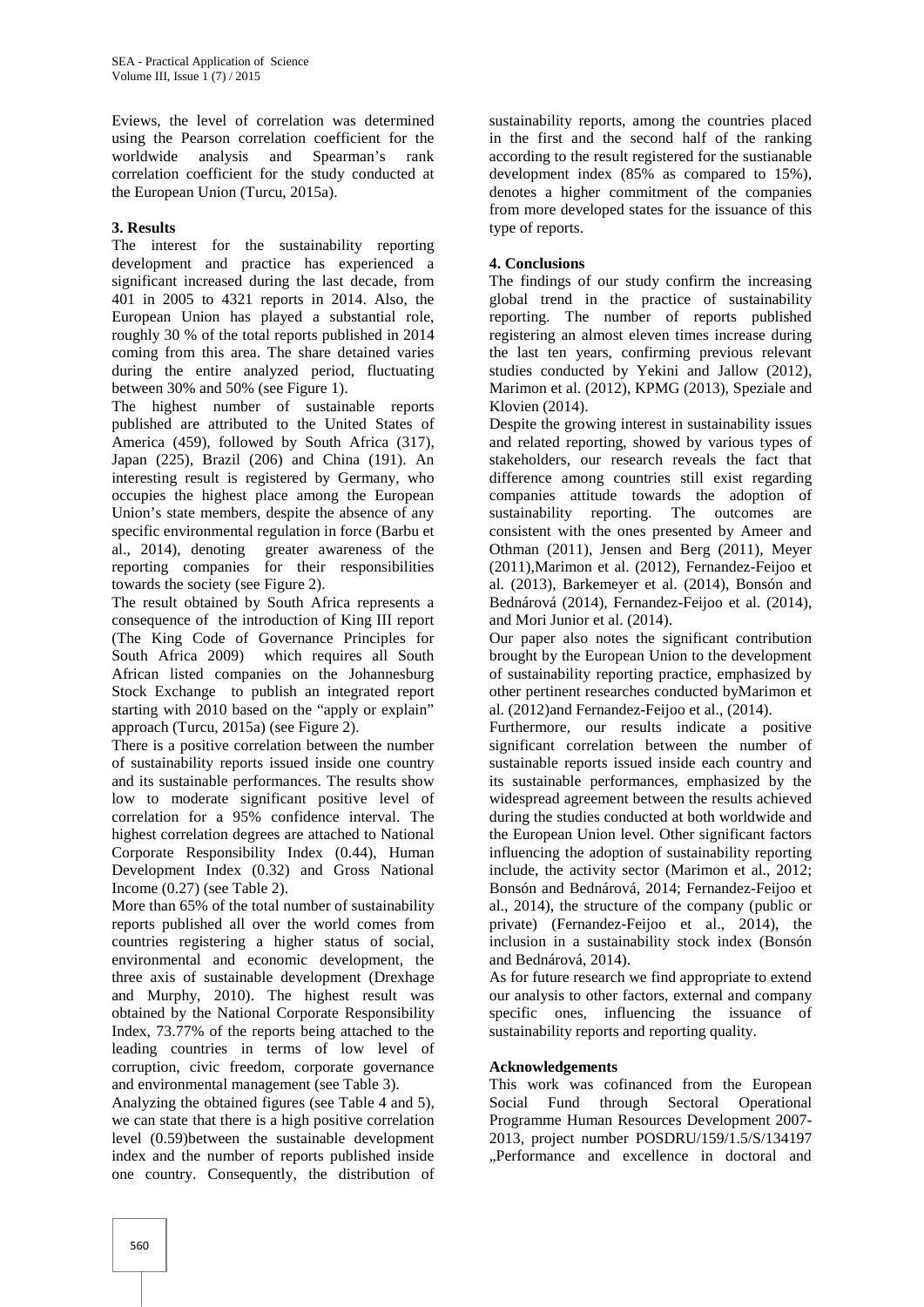Eviews, the level of correlation was determined using the Pearson correlation coefficient for the worldwide analysis and Spearman's rank correlation coefficient for the study conducted at the European Union (Turcu, 2015a).

### 3. Results

The interest for the sustainability reporting development and practice has experienced a significant increased during the last decade, from 401 in 2005 to 4321 reports in 2014. Also, the European Union has played a substantial role, roughly 30 % of the total reports published in 2014 coming from this area. The share detained varies during the entire analyzed period, fluctuating between 30% and 50% (see Figure 1).

The highest number of sustainable reports published are attributed to the United States of America (459), followed by South Africa (317), Japan (225), Brazil (206) and China (191). An interesting result is registered by Germany, who occupies the highest place among the European Union's state members, despite the absence of any specific environmental regulation in force (Barbu et al., 2014), denoting greater awareness of the reporting companies for their responsibilities towards the society (see Figure 2).

The result obtained by South Africa represents a consequence of the introduction of King III report (The King Code of Governance Principles for South Africa 2009) which requires all South African listed companies on the Johannesburg Stock Exchange to publish an integrated report starting with 2010 based on the "apply or explain" approach (Turcu, 2015a) (see Figure 2).

There is a positive correlation between the number of sustainability reports issued inside one country and its sustainable performances. The results show low to moderate significant positive level of correlation for a 95% confidence interval. The highest correlation degrees are attached to National Corporate Responsibility Index (0.44), Human Development Index (0.32) and Gross National Income (0.27) (see Table 2).

More than 65% of the total number of sustainability reports published all over the world comes from countries registering a higher status of social, environmental and economic development, the three axis of sustainable development (Drexhage and Murphy, 2010). The highest result was obtained by the National Corporate Responsibility Index, 73.77% of the reports being attached to the leading countries in terms of low level of corruption, civic freedom, corporate governance and environmental management (see Table 3).

Analyzing the obtained figures (see Table 4 and 5), we can state that there is a high positive correlation level (0.59)between the sustainable development index and the number of reports published inside one country. Consequently, the distribution of sustainability reports, among the countries placed in the first and the second half of the ranking according to the result registered for the sustianable development index (85% as compared to 15%), denotes a higher commitment of the companies from more developed states for the issuance of this type of reports.

### 4. Conclusions

The findings of our study confirm the increasing global trend in the practice of sustainability reporting. The number of reports published registering an almost eleven times increase during the last ten years, confirming previous relevant studies conducted by Yekini and Jallow (2012), Marimon et al. (2012), KPMG (2013), Speziale and Klovien (2014).

Despite the growing interest in sustainability issues and related reporting, showed by various types of stakeholders, our research reveals the fact that difference among countries still exist regarding companies attitude towards the adoption of sustainability reporting. The outcomes are consistent with the ones presented by Ameer and Othman (2011), Jensen and Berg (2011), Meyer (2011),Marimon et al. (2012), Fernandez-Feijoo et al. (2013), Barkemeyer et al. (2014), Bonsón and Bednárová (2014), Fernandez-Feijoo et al. (2014), and Mori Junior et al. (2014).

Our paper also notes the significant contribution brought by the European Union to the development of sustainability reporting practice, emphasized by other pertinent researches conducted byMarimon et al. (2012)and Fernandez-Feijoo et al., (2014).

Furthermore, our results indicate a positive significant correlation between the number of sustainable reports issued inside each country and its sustainable performances, emphasized by the widespread agreement between the results achieved during the studies conducted at both worldwide and the European Union level. Other significant factors influencing the adoption of sustainability reporting include, the activity sector (Marimon et al., 2012; Bonsón and Bednárová, 2014; Fernandez-Feijoo et al., 2014), the structure of the company (public or private) (Fernandez-Feijoo et al., 2014), the inclusion in a sustainability stock index (Bonsón and Bednárová, 2014).

As for future research we find appropriate to extend our analysis to other factors, external and company specific ones, influencing the issuance of sustainability reports and reporting quality.

### Acknowledgements

This work was cofinanced from the European Social Fund through Sectoral Operational Programme Human Resources Development 2007-2013, project number POSDRU/159/1.5/S/134197 „Performance and excellence in doctoral and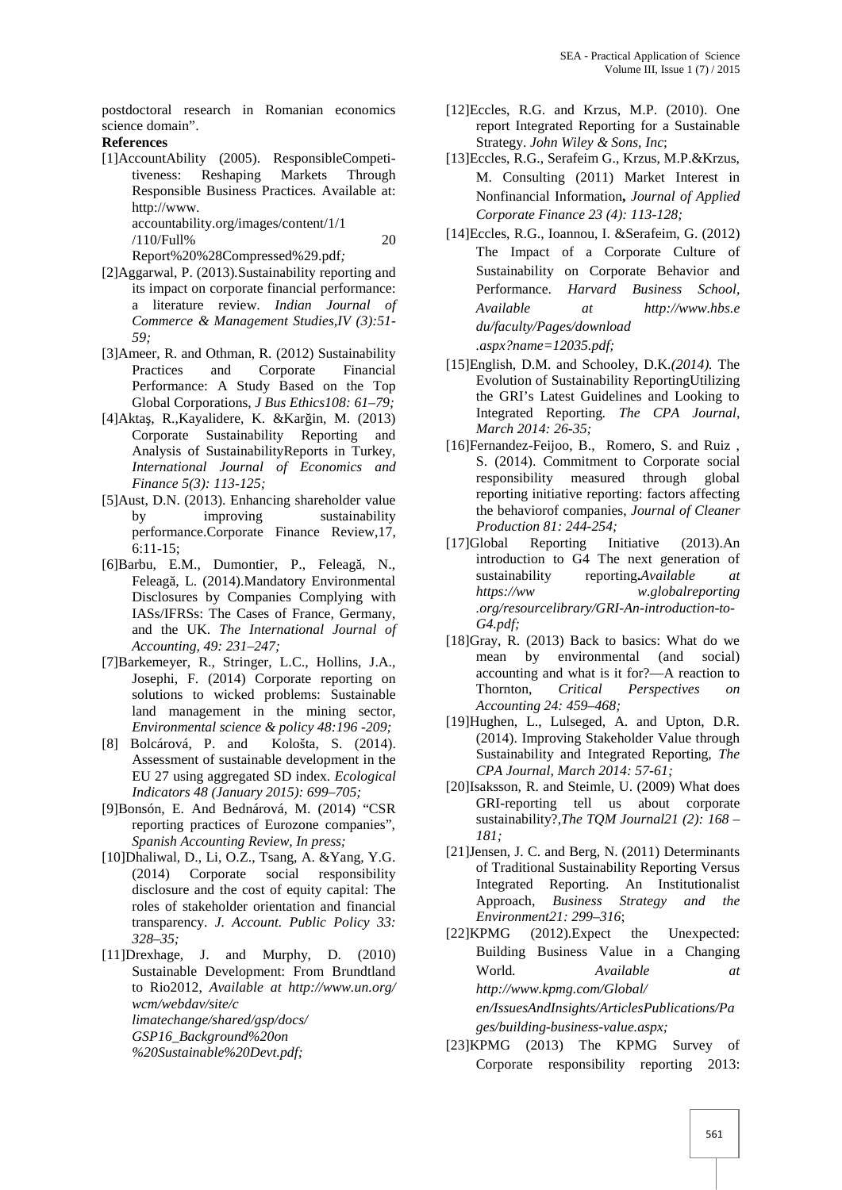postdoctoral research in Romanian economics science domain".

**References**

[1]AccountAbility (2005). ResponsibleCompetitiveness: Reshaping Markets Through Responsible Business Practices. Available at: http://www. accountability.org/images/content/1/1 /110/Full% 20 Report%20%28Compressed%29.pdf*;*

[2]Aggarwal, P. (2013).Sustainability reporting and its impact on corporate financial performance: a literature review. *Indian Journal of Commerce & Management Studies,IV (3):51-59;*

[3]Ameer, R. and Othman, R. (2012) Sustainability Practices and Corporate Financial Performance: A Study Based on the Top Global Corporations, *J Bus Ethics108: 61–79;*

[4]Aktaş, R.,Kayalidere, K. &Karğin, M. (2013) Corporate Sustainability Reporting and Analysis of SustainabilityReports in Turkey, *International Journal of Economics and Finance 5(3): 113-125;*

[5]Aust, D.N. (2013). Enhancing shareholder value by improving sustainability performance.Corporate Finance Review,17, 6:11-15;

[6]Barbu, E.M., Dumontier, P., Feleagă, N., Feleagă, L. (2014).Mandatory Environmental Disclosures by Companies Complying with IASs/IFRSs: The Cases of France, Germany, and the UK. *The International Journal of Accounting, 49: 231–247;*

[7]Barkemeyer, R., Stringer, L.C., Hollins, J.A., Josephi, F. (2014) Corporate reporting on solutions to wicked problems: Sustainable land management in the mining sector, *Environmental science & policy 48:196 -209;*

[8] Bolcárová, P. and Kološta, S. (2014). Assessment of sustainable development in the EU 27 using aggregated SD index. *Ecological Indicators 48 (January 2015): 699–705;*

[9]Bonsón, E. And Bednárová, M. (2014) "CSR reporting practices of Eurozone companies", *Spanish Accounting Review, In press;*

[10]Dhaliwal, D., Li, O.Z., Tsang, A. &Yang, Y.G. (2014) Corporate social responsibility disclosure and the cost of equity capital: The roles of stakeholder orientation and financial transparency. *J. Account. Public Policy 33: 328–35;*

[11]Drexhage, J. and Murphy, D. (2010) Sustainable Development: From Brundtland to Rio2012, *Available at http://www.un.org/ wcm/webdav/site/c limatechange/shared/gsp/docs/ GSP16_Background%20on %20Sustainable%20Devt.pdf;*

[12]Eccles, R.G. and Krzus, M.P. (2010). One report Integrated Reporting for a Sustainable Strategy. *John Wiley & Sons, Inc*;

[13]Eccles, R.G., Serafeim G., Krzus, M.P.&Krzus, M. Consulting (2011) Market Interest in Nonfinancial Information**,** *Journal of Applied Corporate Finance 23 (4): 113-128;*

[14]Eccles, R.G., Ioannou, I. &Serafeim, G. (2012) The Impact of a Corporate Culture of Sustainability on Corporate Behavior and Performance. *Harvard Business School, Available at http://www.hbs.e du/faculty/Pages/download .aspx?name=12035.pdf;*

[15]English, D.M. and Schooley, D.K.*(2014).* The Evolution of Sustainability ReportingUtilizing the GRI's Latest Guidelines and Looking to Integrated Reporting*. The CPA Journal, March 2014: 26-35;*

[16]Fernandez-Feijoo, B., Romero, S. and Ruiz , S. (2014). Commitment to Corporate social responsibility measured through global reporting initiative reporting: factors affecting the behaviorof companies, *Journal of Cleaner Production 81: 244-254;*

[17]Global Reporting Initiative (2013).An introduction to G4 The next generation of sustainability reporting**.***Available at https://ww w.globalreporting .org/resourcelibrary/GRI-An-introduction-to-G4.pdf;*

[18]Gray, R. (2013) Back to basics: What do we mean by environmental (and social) accounting and what is it for?—A reaction to Thornton, *Critical Perspectives on Accounting 24: 459–468;*

[19]Hughen, L., Lulseged, A. and Upton, D.R. (2014). Improving Stakeholder Value through Sustainability and Integrated Reporting, *The CPA Journal, March 2014: 57-61;*

[20]Isaksson, R. and Steimle, U. (2009) What does GRI-reporting tell us about corporate sustainability?,*The TQM Journal21 (2): 168 – 181;*

[21]Jensen, J. C. and Berg, N. (2011) Determinants of Traditional Sustainability Reporting Versus Integrated Reporting. An Institutionalist Approach, *Business Strategy and the Environment21: 299–316*;

[22]KPMG (2012).Expect the Unexpected: Building Business Value in a Changing World. *Available at http://www.kpmg.com/Global/ en/IssuesAndInsights/ArticlesPublications/Pages/building-business-value.aspx;*

[23]KPMG (2013) The KPMG Survey of Corporate responsibility reporting 2013: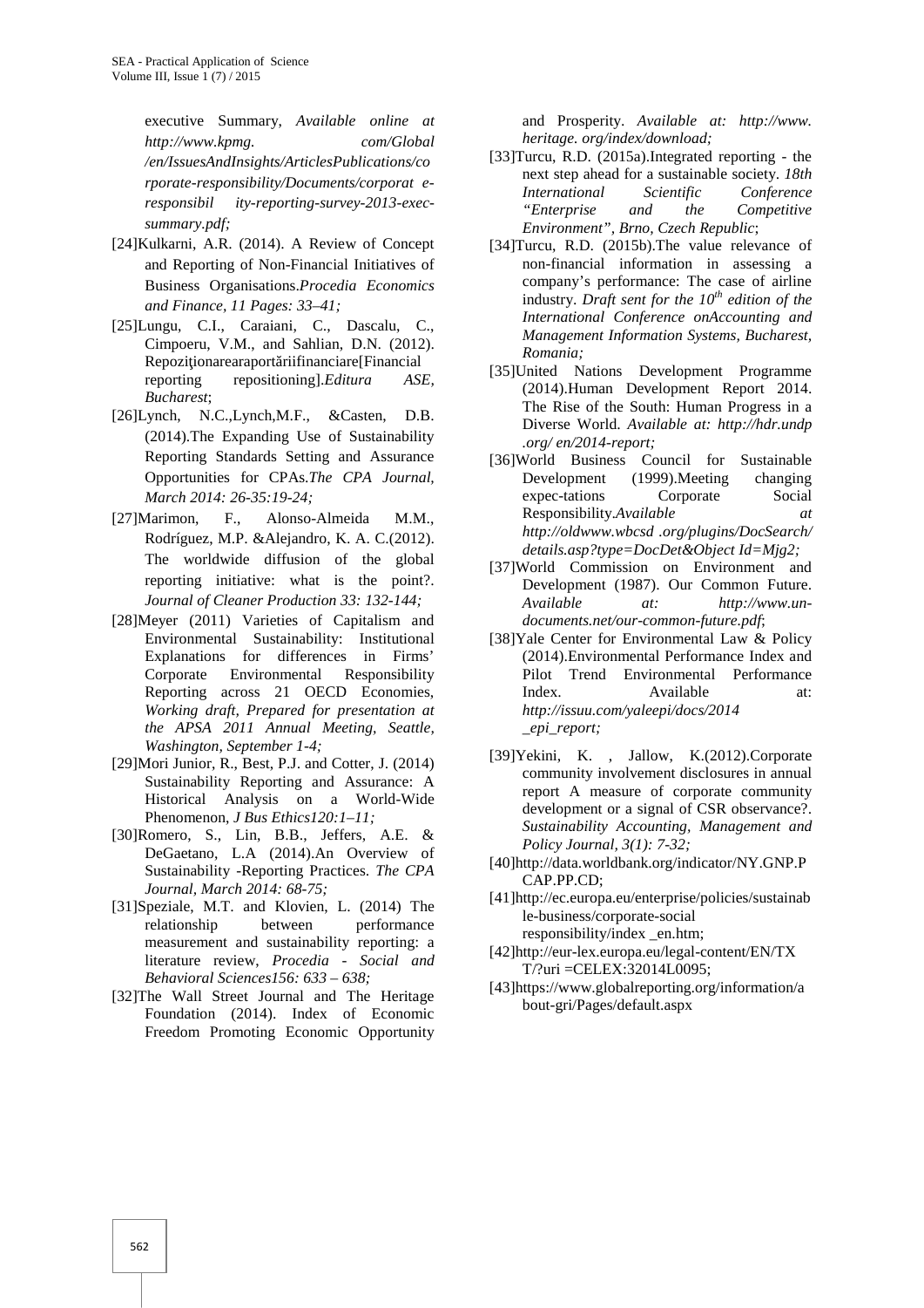executive Summary, *Available online at http://www.kpmg. com/Global /en/IssuesAndInsights/ArticlesPublications/corporate-responsibility/Documents/corporat e-responsibil ity-reporting-survey-2013-exec-summary.pdf;*

[24]Kulkarni, A.R. (2014). A Review of Concept and Reporting of Non-Financial Initiatives of Business Organisations.*Procedia Economics and Finance, 11 Pages: 33–41;*

[25]Lungu, C.I., Caraiani, C., Dascalu, C., Cimpoeru, V.M., and Sahlian, D.N. (2012). Repoziţionarearaportăriifinanciare[Financial reporting repositioning].*Editura ASE, Bucharest*;

[26]Lynch, N.C.,Lynch,M.F., &Casten, D.B. (2014).The Expanding Use of Sustainability Reporting Standards Setting and Assurance Opportunities for CPAs.*The CPA Journal, March 2014: 26-35:19-24;*

[27]Marimon, F., Alonso-Almeida M.M., Rodríguez, M.P. &Alejandro, K. A. C.(2012). The worldwide diffusion of the global reporting initiative: what is the point?. *Journal of Cleaner Production 33: 132-144;*

[28]Meyer (2011) Varieties of Capitalism and Environmental Sustainability: Institutional Explanations for differences in Firms' Corporate Environmental Responsibility Reporting across 21 OECD Economies, *Working draft, Prepared for presentation at the APSA 2011 Annual Meeting, Seattle, Washington, September 1-4;*

[29]Mori Junior, R., Best, P.J. and Cotter, J. (2014) Sustainability Reporting and Assurance: A Historical Analysis on a World-Wide Phenomenon, *J Bus Ethics120:1–11;*

[30]Romero, S., Lin, B.B., Jeffers, A.E. & DeGaetano, L.A (2014).An Overview of Sustainability -Reporting Practices. *The CPA Journal, March 2014: 68-75;*

[31]Speziale, M.T. and Klovien, L. (2014) The relationship between performance measurement and sustainability reporting: a literature review, *Procedia - Social and Behavioral Sciences156: 633 – 638;*

[32]The Wall Street Journal and The Heritage Foundation (2014). Index of Economic Freedom Promoting Economic Opportunity and Prosperity. *Available at: http://www. heritage. org/index/download;*

[33]Turcu, R.D. (2015a).Integrated reporting - the next step ahead for a sustainable society. *18th International Scientific Conference "Enterprise and the Competitive Environment", Brno, Czech Republic*;

[34]Turcu, R.D. (2015b).The value relevance of non-financial information in assessing a company's performance: The case of airline industry. *Draft sent for the 10th edition of the International Conference onAccounting and Management Information Systems, Bucharest, Romania;*

[35]United Nations Development Programme (2014).Human Development Report 2014. The Rise of the South: Human Progress in a Diverse World. *Available at: http://hdr.undp .org/ en/2014-report;*

[36]World Business Council for Sustainable Development (1999).Meeting changing expec-tations Corporate Social Responsibility.*Available at http://oldwww.wbcsd .org/plugins/DocSearch/ details.asp?type=DocDet&Object Id=Mjg2;*

[37]World Commission on Environment and Development (1987). Our Common Future. *Available at: http://www.un-documents.net/our-common-future.pdf*;

[38]Yale Center for Environmental Law & Policy (2014).Environmental Performance Index and Pilot Trend Environmental Performance Index. Available at: *http://issuu.com/yaleepi/docs/2014 _epi_report;*

[39]Yekini, K. , Jallow, K.(2012).Corporate community involvement disclosures in annual report A measure of corporate community development or a signal of CSR observance?. *Sustainability Accounting, Management and Policy Journal, 3(1): 7-32;*

[40]http://data.worldbank.org/indicator/NY.GNP.PCAP.PP.CD;

[41]http://ec.europa.eu/enterprise/policies/sustainable-business/corporate-social responsibility/index _en.htm;

[42]http://eur-lex.europa.eu/legal-content/EN/TXT/?uri =CELEX:32014L0095;

[43]https://www.globalreporting.org/information/about-gri/Pages/default.aspx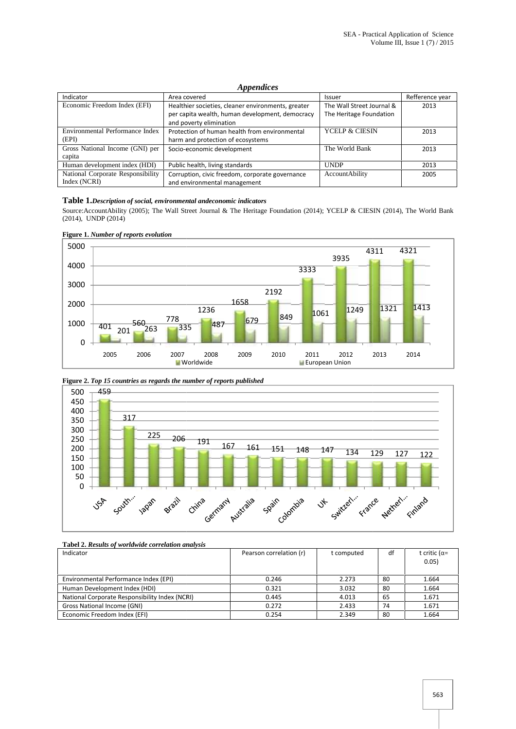## *Appendices*

| Indicator | Area covered | Issuer | Refference year |
|---|---|---|---|
| Economic Freedom Index (EFI) | Healthier societies, cleaner environments, greater per capita wealth, human development, democracy and poverty elimination | The Wall Street Journal & The Heritage Foundation | 2013 |
| Environmental Performance Index (EPI) | Protection of human health from environmental harm and protection of ecosystems | YCELP & CIESIN | 2013 |
| Gross National Income (GNI) per capita | Socio-economic development | The World Bank | 2013 |
| Human development index (HDI) | Public health, living standards | UNDP | 2013 |
| National Corporate Responsibility Index (NCRI) | Corruption, civic freedom, corporate governance and environmental management | AccountAbility | 2005 |

**Table 1.** ***Description of social, environmental andeconomic indicators***

Source:AccountAbility (2005); The Wall Street Journal & The Heritage Foundation (2014); YCELP & CIESIN (2014), The World Bank (2014), UNDP (2014)

**Figure 1.** ***Number of reports evolution***

| Year | Worldwide | European Union |
|---|---|---|
| 2005 | 401 | 201 |
| 2006 | 560 | 263 |
| 2007 | 778 | 335 |
| 2008 | 1236 | 487 |
| 2009 | 1658 | 679 |
| 2010 | 2192 | 849 |
| 2011 | 3333 | 1061 |
| 2012 | 3935 | 1249 |
| 2013 | 4311 | 1321 |
| 2014 | 4321 | 1413 |

**Figure 2.** ***Top 15 countries as regards the number of reports published***

| Country | Number of reports |
|---|---|
| USA | 459 |
| South... | 317 |
| Japan | 225 |
| Brazil | 206 |
| China | 191 |
| Germany | 167 |
| Australia | 161 |
| Spain | 151 |
| Colombia | 148 |
| UK | 147 |
| Switzerl... | 134 |
| France | 129 |
| Netherl... | 127 |
| Finland | 122 |

**Tabel 2.** ***Results of worldwide correlation analysis***

| Indicator | Pearson correlation (r) | t computed | df | t critic ($\alpha$= 0.05) |
|---|---|---|---|---|
| Environmental Performance Index (EPI) | 0.246 | 2.273 | 80 | 1.664 |
| Human Development Index (HDI) | 0.321 | 3.032 | 80 | 1.664 |
| National Corporate Responsibility Index (NCRI) | 0.445 | 4.013 | 65 | 1.671 |
| Gross National Income (GNI) | 0.272 | 2.433 | 74 | 1.671 |
| Economic Freedom Index (EFI) | 0.254 | 2.349 | 80 | 1.664 |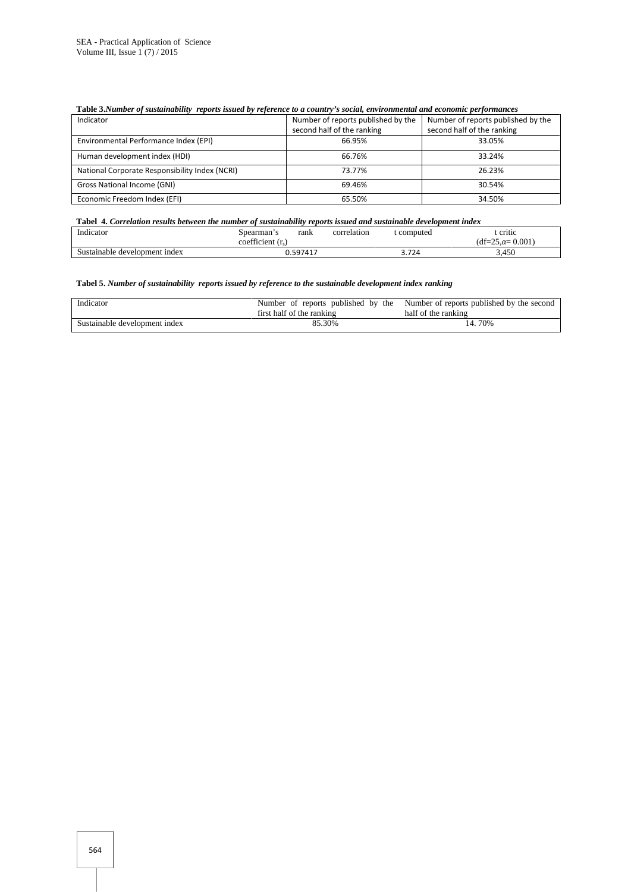**Table 3.** *Number of sustainability reports issued by reference to a country's social, environmental and economic performances*

| Indicator | Number of reports published by the second half of the ranking | Number of reports published by the second half of the ranking |
|---|---|---|
| Environmental Performance Index (EPI) | 66.95% | 33.05% |
| Human development index (HDI) | 66.76% | 33.24% |
| National Corporate Responsibility Index (NCRI) | 73.77% | 26.23% |
| Gross National Income (GNI) | 69.46% | 30.54% |
| Economic Freedom Index (EFI) | 65.50% | 34.50% |

**Tabel 4.** *Correlation results between the number of sustainability reports issued and sustainable development index*

| Indicator | Spearman's rank correlation coefficient ($r_s$) | t computed | t critic (df=25, $\alpha$= 0.001) |
|---|---|---|---|
| Sustainable development index | 0.597417 | 3.724 | 3,450 |

**Tabel 5.** *Number of sustainability reports issued by reference to the sustainable development index ranking*

| Indicator | Number of reports published by the first half of the ranking | Number of reports published by the second half of the ranking |
|---|---|---|
| Sustainable development index | 85.30% | 14. 70% |